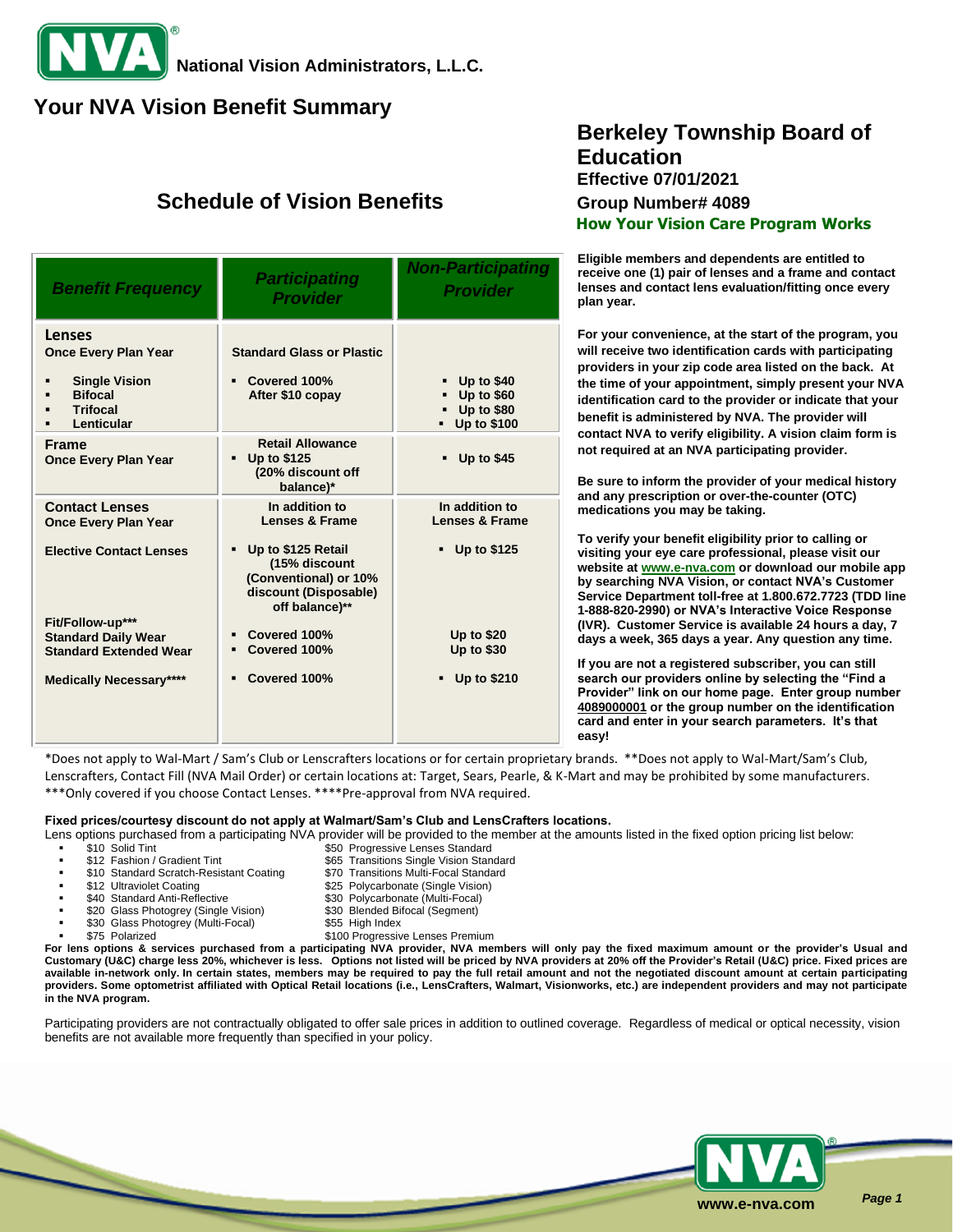National Vision Administrators, L.L.C.

# Your NVA Vision Benefit Summary

## Berkeley Township Board of Education

**Effective 07/01/2021**

**Group Number# 4089**

## Schedule of Vision Benefits

| *Benefit Frequency* | *Participating Provider* | *Non-Participating Provider* |
|---|---|---|
| **Lenses** Once Every Plan Year | **Standard Glass or Plastic** | |
| ▪ Single Vision<br>▪ Bifocal<br>▪ Trifocal<br>▪ Lenticular | ▪ Covered 100% After $10 copay | ▪ Up to $40<br>▪ Up to $60<br>▪ Up to $80<br>▪ Up to $100 |
| **Frame** Once Every Plan Year | Retail Allowance<br>▪ Up to $125 (20% discount off balance)* | ▪ Up to $45 |
| **Contact Lenses** Once Every Plan Year | In addition to Lenses & Frame | In addition to Lenses & Frame |
| Elective Contact Lenses | ▪ Up to $125 Retail (15% discount (Conventional) or 10% discount (Disposable) off balance)** | ▪ Up to $125 |
| Fit/Follow-up***<br>Standard Daily Wear<br>Standard Extended Wear | <br>▪ Covered 100%<br>▪ Covered 100% | <br>Up to $20<br>Up to $30 |
| Medically Necessary**** | ▪ Covered 100% | ▪ Up to $210 |

### How Your Vision Care Program Works

**Eligible members and dependents are entitled to receive one (1) pair of lenses and a frame and contact lenses and contact lens evaluation/fitting once every plan year.**

**For your convenience, at the start of the program, you will receive two identification cards with participating providers in your zip code area listed on the back. At the time of your appointment, simply present your NVA identification card to the provider or indicate that your benefit is administered by NVA. The provider will contact NVA to verify eligibility. A vision claim form is not required at an NVA participating provider.**

**Be sure to inform the provider of your medical history and any prescription or over-the-counter (OTC) medications you may be taking.**

**To verify your benefit eligibility prior to calling or visiting your eye care professional, please visit our website at www.e-nva.com or download our mobile app by searching NVA Vision, or contact NVA's Customer Service Department toll-free at 1.800.672.7723 (TDD line 1-888-820-2990) or NVA's Interactive Voice Response (IVR). Customer Service is available 24 hours a day, 7 days a week, 365 days a year. Any question any time.**

**If you are not a registered subscriber, you can still search our providers online by selecting the "Find a Provider" link on our home page. Enter group number 4089000001 or the group number on the identification card and enter in your search parameters. It's that easy!**

*Does not apply to Wal-Mart / Sam's Club or Lenscrafters locations or for certain proprietary brands. **Does not apply to Wal-Mart/Sam's Club, Lenscrafters, Contact Fill (NVA Mail Order) or certain locations at: Target, Sears, Pearle, & K-Mart and may be prohibited by some manufacturers. ***Only covered if you choose Contact Lenses. ****Pre-approval from NVA required.

**Fixed prices/courtesy discount do not apply at Walmart/Sam's Club and LensCrafters locations.**

Lens options purchased from a participating NVA provider will be provided to the member at the amounts listed in the fixed option pricing list below:

- $10 Solid Tint
- $12 Fashion / Gradient Tint
- $10 Standard Scratch-Resistant Coating
- $12 Ultraviolet Coating
- $40 Standard Anti-Reflective
- $20 Glass Photogrey (Single Vision)
- $30 Glass Photogrey (Multi-Focal)
- $75 Polarized
- $50 Progressive Lenses Standard
- $65 Transitions Single Vision Standard
- $70 Transitions Multi-Focal Standard
- $25 Polycarbonate (Single Vision)
- $30 Polycarbonate (Multi-Focal)
- $30 Blended Bifocal (Segment)
- $55 High Index
- $100 Progressive Lenses Premium

**For lens options & services purchased from a participating NVA provider, NVA members will only pay the fixed maximum amount or the provider's Usual and Customary (U&C) charge less 20%, whichever is less. Options not listed will be priced by NVA providers at 20% off the Provider's Retail (U&C) price. Fixed prices are available in-network only. In certain states, members may be required to pay the full retail amount and not the negotiated discount amount at certain participating providers. Some optometrist affiliated with Optical Retail locations (i.e., LensCrafters, Walmart, Visionworks, etc.) are independent providers and may not participate in the NVA program.**

Participating providers are not contractually obligated to offer sale prices in addition to outlined coverage. Regardless of medical or optical necessity, vision benefits are not available more frequently than specified in your policy.

www.e-nva.com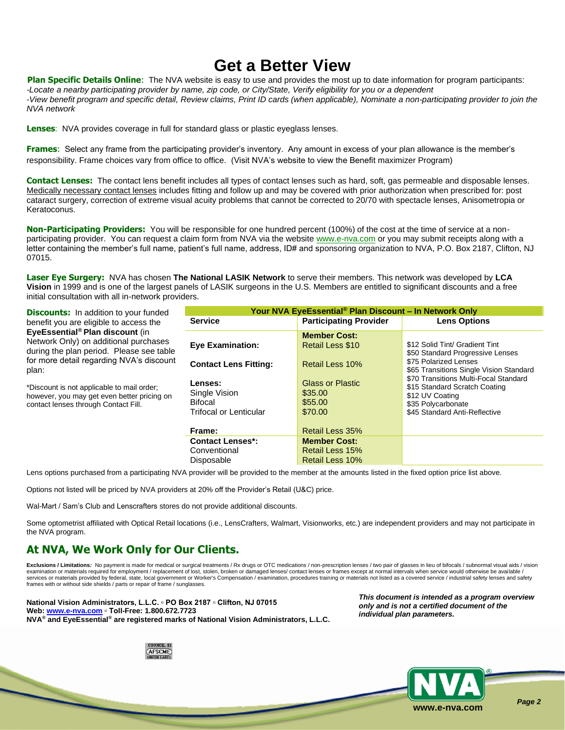# Get a Better View

**Plan Specific Details Online**: The NVA website is easy to use and provides the most up to date information for program participants:
*-Locate a nearby participating provider by name, zip code, or City/State, Verify eligibility for you or a dependent*
*-View benefit program and specific detail, Review claims, Print ID cards (when applicable), Nominate a non-participating provider to join the NVA network*

**Lenses**: NVA provides coverage in full for standard glass or plastic eyeglass lenses.

**Frames**: Select any frame from the participating provider's inventory. Any amount in excess of your plan allowance is the member's responsibility. Frame choices vary from office to office. (Visit NVA's website to view the Benefit maximizer Program)

**Contact Lenses:** The contact lens benefit includes all types of contact lenses such as hard, soft, gas permeable and disposable lenses. Medically necessary contact lenses includes fitting and follow up and may be covered with prior authorization when prescribed for: post cataract surgery, correction of extreme visual acuity problems that cannot be corrected to 20/70 with spectacle lenses, Anisometropia or Keratoconus.

**Non-Participating Providers:** You will be responsible for one hundred percent (100%) of the cost at the time of service at a non-participating provider. You can request a claim form from NVA via the website www.e-nva.com or you may submit receipts along with a letter containing the member's full name, patient's full name, address, ID# and sponsoring organization to NVA, P.O. Box 2187, Clifton, NJ 07015.

**Laser Eye Surgery:** NVA has chosen **The National LASIK Network** to serve their members. This network was developed by **LCA Vision** in 1999 and is one of the largest panels of LASIK surgeons in the U.S. Members are entitled to significant discounts and a free initial consultation with all in-network providers.

**Discounts:** In addition to your funded benefit you are eligible to access the **EyeEssential® Plan discount** (in Network Only) on additional purchases during the plan period. Please see table for more detail regarding NVA's discount plan:

*Discount is not applicable to mail order; however, you may get even better pricing on contact lenses through Contact Fill.

| Your NVA EyeEssential® Plan Discount – In Network Only | | |
|---|---|---|
| **Service** | **Participating Provider** | **Lens Options** |
| | **Member Cost:** | |
| **Eye Examination:** | Retail Less $10 | $12 Solid Tint/ Gradient Tint<br>$50 Standard Progressive Lenses<br>$75 Polarized Lenses<br>$65 Transitions Single Vision Standard<br>$70 Transitions Multi-Focal Standard<br>$15 Standard Scratch Coating<br>$12 UV Coating<br>$35 Polycarbonate<br>$45 Standard Anti-Reflective |
| **Contact Lens Fitting:** | Retail Less 10% | |
| **Lenses:** | Glass or Plastic | |
| Single Vision | $35.00 | |
| Bifocal | $55.00 | |
| Trifocal or Lenticular | $70.00 | |
| **Frame:** | Retail Less 35% | |
| **Contact Lenses*:** | **Member Cost:** | |
| Conventional | Retail Less 15% | |
| Disposable | Retail Less 10% | |

Lens options purchased from a participating NVA provider will be provided to the member at the amounts listed in the fixed option price list above.

Options not listed will be priced by NVA providers at 20% off the Provider's Retail (U&C) price.

Wal-Mart / Sam's Club and Lenscrafters stores do not provide additional discounts.

Some optometrist affiliated with Optical Retail locations (i.e., LensCrafters, Walmart, Visionworks, etc.) are independent providers and may not participate in the NVA program.

## At NVA, We Work Only for Our Clients.

**Exclusions / Limitations:** No payment is made for medical or surgical treatments / Rx drugs or OTC medications / non-prescription lenses / two pair of glasses in lieu of bifocals / subnormal visual aids / vision examination or materials required for employment / replacement of lost, stolen, broken or damaged lenses/ contact lenses or frames except at normal intervals when service would otherwise be available / services or materials provided by federal, state, local government or Worker's Compensation / examination, procedures training or materials not listed as a covered service / industrial safety lenses and safety frames with or without side shields / parts or repair of frame / sunglasses.

**National Vision Administrators, L.L.C. ▫ PO Box 2187 ▫ Clifton, NJ 07015**
**Web: www.e-nva.com ▫ Toll-Free: 1.800.672.7723**
**NVA® and EyeEssential® are registered marks of National Vision Administrators, L.L.C.**

***This document is intended as a program overview only and is not a certified document of the individual plan parameters.***

COUNCIL 13 AFSCME UNION LABEL

www.e-nva.com